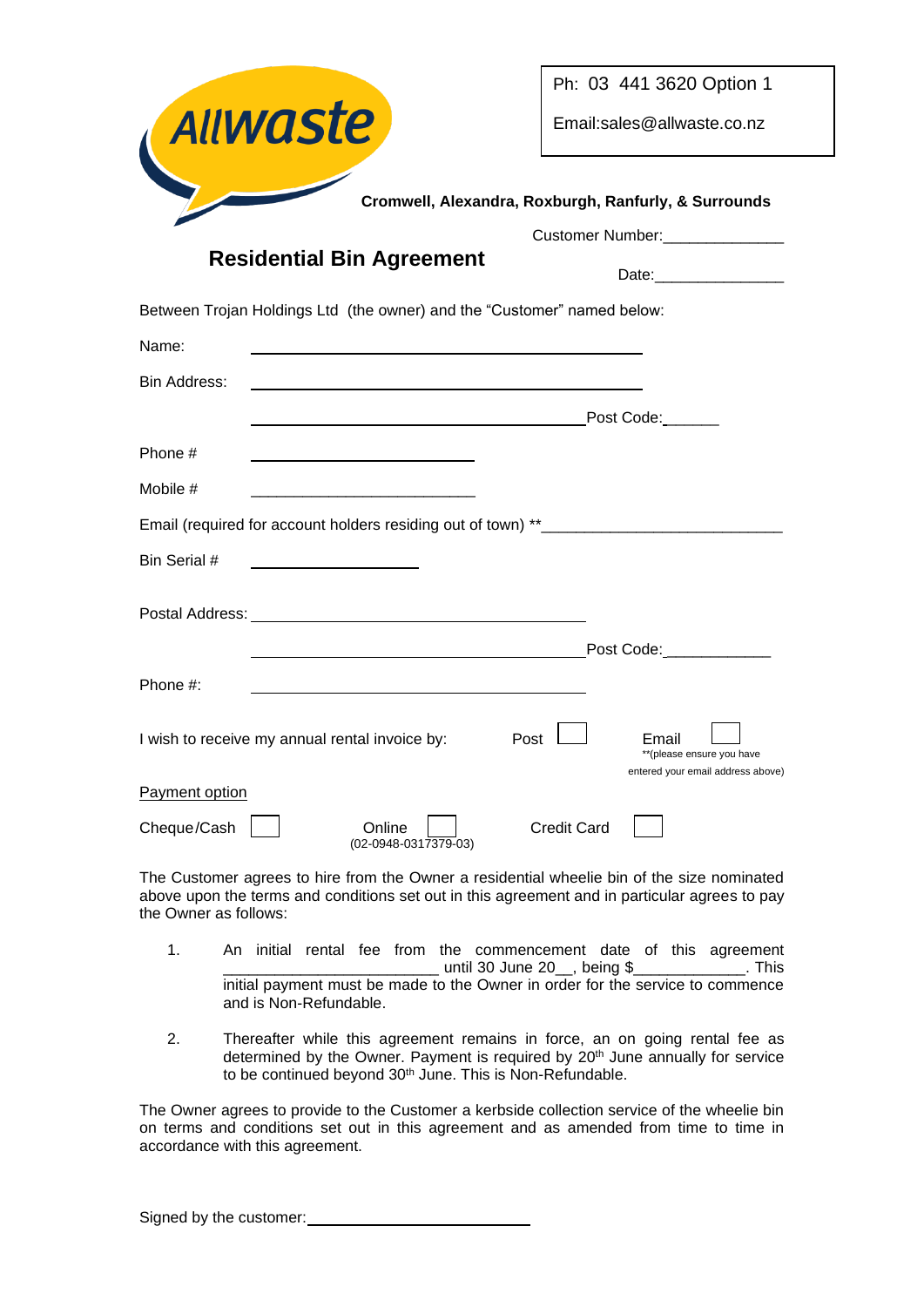Allwaste

Ph: 03 441 3620 Option 1

Email:sales@allwaste.co.nz

**Cromwell, Alexandra, Roxburgh, Ranfurly, & Surrounds**

Customer Number:______________

# Residential Bin Agreement

Date:_______________

Between Trojan Holdings Ltd (the owner) and the "Customer" named below:

Name: ____________________________________________

Bin Address: ____________________________________________

____________________________________________ Post Code:______

Phone # ________________________

Mobile # ________________________

Email (required for account holders residing out of town) **____________________________

Bin Serial # __________________

Postal Address: ____________________________________

____________________________________ Post Code:____________

Phone #: ____________________________________

I wish to receive my annual rental invoice by: Post ☐ Email ☐ **(please ensure you have entered your email address above)

Payment option

Cheque/Cash ☐ Online ☐ (02-0948-0317379-03) Credit Card ☐

The Customer agrees to hire from the Owner a residential wheelie bin of the size nominated above upon the terms and conditions set out in this agreement and in particular agrees to pay the Owner as follows:

1. An initial rental fee from the commencement date of this agreement _________________________ until 30 June 20__, being $_____________. This initial payment must be made to the Owner in order for the service to commence and is Non-Refundable.

2. Thereafter while this agreement remains in force, an on going rental fee as determined by the Owner. Payment is required by 20th June annually for service to be continued beyond 30th June. This is Non-Refundable.

The Owner agrees to provide to the Customer a kerbside collection service of the wheelie bin on terms and conditions set out in this agreement and as amended from time to time in accordance with this agreement.

Signed by the customer: ____________________________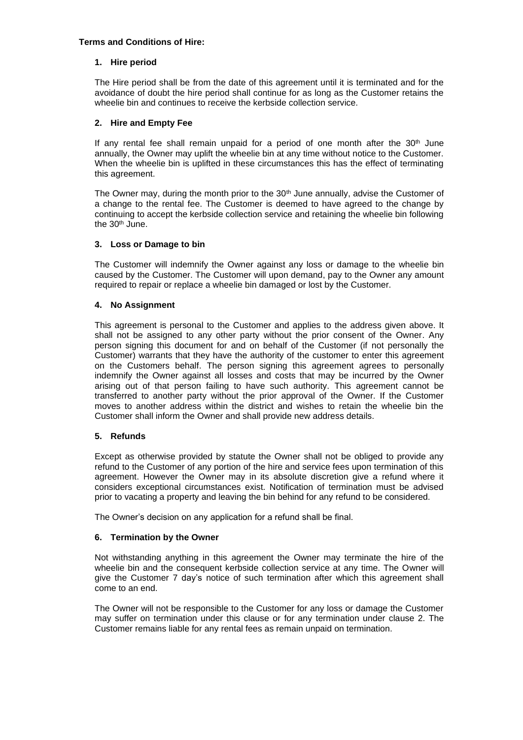**Terms and Conditions of Hire:**

1. **Hire period**

   The Hire period shall be from the date of this agreement until it is terminated and for the avoidance of doubt the hire period shall continue for as long as the Customer retains the wheelie bin and continues to receive the kerbside collection service.

2. **Hire and Empty Fee**

   If any rental fee shall remain unpaid for a period of one month after the 30th June annually, the Owner may uplift the wheelie bin at any time without notice to the Customer. When the wheelie bin is uplifted in these circumstances this has the effect of terminating this agreement.

   The Owner may, during the month prior to the 30th June annually, advise the Customer of a change to the rental fee. The Customer is deemed to have agreed to the change by continuing to accept the kerbside collection service and retaining the wheelie bin following the 30th June.

3. **Loss or Damage to bin**

   The Customer will indemnify the Owner against any loss or damage to the wheelie bin caused by the Customer. The Customer will upon demand, pay to the Owner any amount required to repair or replace a wheelie bin damaged or lost by the Customer.

4. **No Assignment**

   This agreement is personal to the Customer and applies to the address given above. It shall not be assigned to any other party without the prior consent of the Owner. Any person signing this document for and on behalf of the Customer (if not personally the Customer) warrants that they have the authority of the customer to enter this agreement on the Customers behalf. The person signing this agreement agrees to personally indemnify the Owner against all losses and costs that may be incurred by the Owner arising out of that person failing to have such authority. This agreement cannot be transferred to another party without the prior approval of the Owner. If the Customer moves to another address within the district and wishes to retain the wheelie bin the Customer shall inform the Owner and shall provide new address details.

5. **Refunds**

   Except as otherwise provided by statute the Owner shall not be obliged to provide any refund to the Customer of any portion of the hire and service fees upon termination of this agreement. However the Owner may in its absolute discretion give a refund where it considers exceptional circumstances exist. Notification of termination must be advised prior to vacating a property and leaving the bin behind for any refund to be considered.

   The Owner's decision on any application for a refund shall be final.

6. **Termination by the Owner**

   Not withstanding anything in this agreement the Owner may terminate the hire of the wheelie bin and the consequent kerbside collection service at any time. The Owner will give the Customer 7 day's notice of such termination after which this agreement shall come to an end.

   The Owner will not be responsible to the Customer for any loss or damage the Customer may suffer on termination under this clause or for any termination under clause 2. The Customer remains liable for any rental fees as remain unpaid on termination.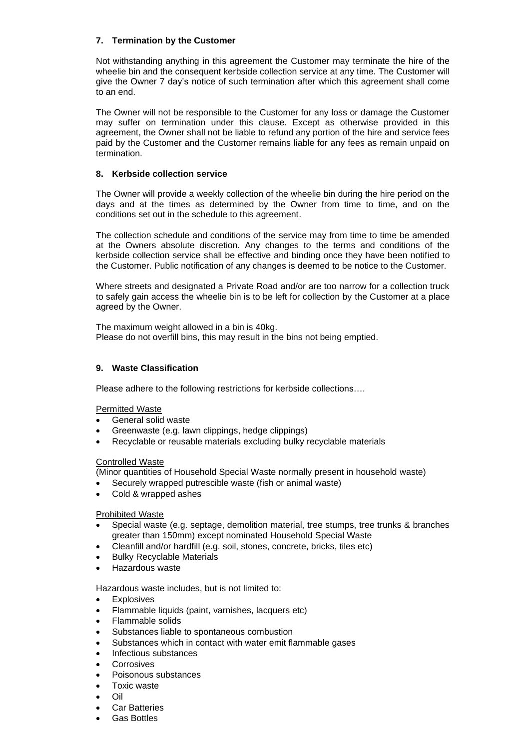## 7. Termination by the Customer

Not withstanding anything in this agreement the Customer may terminate the hire of the wheelie bin and the consequent kerbside collection service at any time. The Customer will give the Owner 7 day's notice of such termination after which this agreement shall come to an end.

The Owner will not be responsible to the Customer for any loss or damage the Customer may suffer on termination under this clause. Except as otherwise provided in this agreement, the Owner shall not be liable to refund any portion of the hire and service fees paid by the Customer and the Customer remains liable for any fees as remain unpaid on termination.

## 8. Kerbside collection service

The Owner will provide a weekly collection of the wheelie bin during the hire period on the days and at the times as determined by the Owner from time to time, and on the conditions set out in the schedule to this agreement.

The collection schedule and conditions of the service may from time to time be amended at the Owners absolute discretion. Any changes to the terms and conditions of the kerbside collection service shall be effective and binding once they have been notified to the Customer. Public notification of any changes is deemed to be notice to the Customer.

Where streets and designated a Private Road and/or are too narrow for a collection truck to safely gain access the wheelie bin is to be left for collection by the Customer at a place agreed by the Owner.

The maximum weight allowed in a bin is 40kg.
Please do not overfill bins, this may result in the bins not being emptied.

## 9. Waste Classification

Please adhere to the following restrictions for kerbside collections….

Permitted Waste

- General solid waste
- Greenwaste (e.g. lawn clippings, hedge clippings)
- Recyclable or reusable materials excluding bulky recyclable materials

Controlled Waste

(Minor quantities of Household Special Waste normally present in household waste)

- Securely wrapped putrescible waste (fish or animal waste)
- Cold & wrapped ashes

Prohibited Waste

- Special waste (e.g. septage, demolition material, tree stumps, tree trunks & branches greater than 150mm) except nominated Household Special Waste
- Cleanfill and/or hardfill (e.g. soil, stones, concrete, bricks, tiles etc)
- Bulky Recyclable Materials
- Hazardous waste

Hazardous waste includes, but is not limited to:

- Explosives
- Flammable liquids (paint, varnishes, lacquers etc)
- Flammable solids
- Substances liable to spontaneous combustion
- Substances which in contact with water emit flammable gases
- Infectious substances
- Corrosives
- Poisonous substances
- Toxic waste
- Oil
- Car Batteries
- Gas Bottles